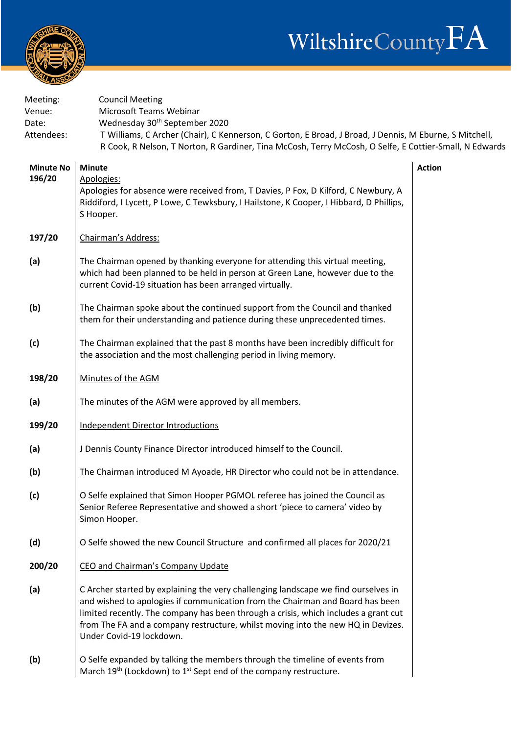WiltshireCountyFA

Meeting: Council Meeting
Venue: Microsoft Teams Webinar
Date: Wednesday 30th September 2020
Attendees: T Williams, C Archer (Chair), C Kennerson, C Gorton, E Broad, J Broad, J Dennis, M Eburne, S Mitchell, R Cook, R Nelson, T Norton, R Gardiner, Tina McCosh, Terry McCosh, O Selfe, E Cottier-Small, N Edwards

| Minute No | Minute | Action |
|---|---|---|
| 196/20 | Apologies:<br>Apologies for absence were received from, T Davies, P Fox, D Kilford, C Newbury, A Riddiford, I Lycett, P Lowe, C Tewksbury, I Hailstone, K Cooper, I Hibbard, D Phillips, S Hooper. | |
| 197/20 | Chairman's Address: | |
| (a) | The Chairman opened by thanking everyone for attending this virtual meeting, which had been planned to be held in person at Green Lane, however due to the current Covid-19 situation has been arranged virtually. | |
| (b) | The Chairman spoke about the continued support from the Council and thanked them for their understanding and patience during these unprecedented times. | |
| (c) | The Chairman explained that the past 8 months have been incredibly difficult for the association and the most challenging period in living memory. | |
| 198/20 | Minutes of the AGM | |
| (a) | The minutes of the AGM were approved by all members. | |
| 199/20 | Independent Director Introductions | |
| (a) | J Dennis County Finance Director introduced himself to the Council. | |
| (b) | The Chairman introduced M Ayoade, HR Director who could not be in attendance. | |
| (c) | O Selfe explained that Simon Hooper PGMOL referee has joined the Council as Senior Referee Representative and showed a short 'piece to camera' video by Simon Hooper. | |
| (d) | O Selfe showed the new Council Structure and confirmed all places for 2020/21 | |
| 200/20 | CEO and Chairman's Company Update | |
| (a) | C Archer started by explaining the very challenging landscape we find ourselves in and wished to apologies if communication from the Chairman and Board has been limited recently. The company has been through a crisis, which includes a grant cut from The FA and a company restructure, whilst moving into the new HQ in Devizes. Under Covid-19 lockdown. | |
| (b) | O Selfe expanded by talking the members through the timeline of events from March 19th (Lockdown) to 1st Sept end of the company restructure. | |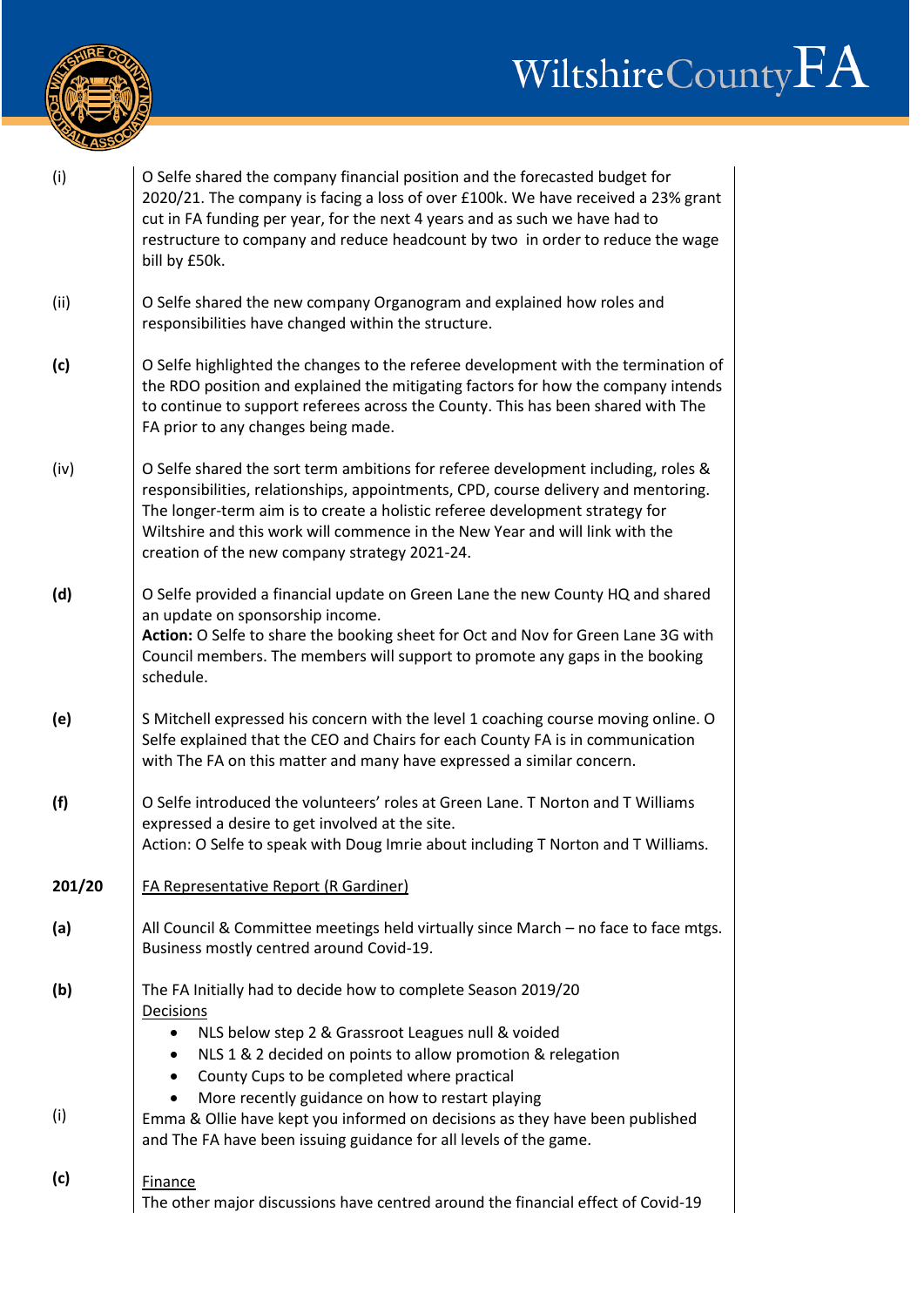| | |
|---|---|
| (i) | O Selfe shared the company financial position and the forecasted budget for 2020/21. The company is facing a loss of over £100k. We have received a 23% grant cut in FA funding per year, for the next 4 years and as such we have had to restructure to company and reduce headcount by two in order to reduce the wage bill by £50k. |
| (ii) | O Selfe shared the new company Organogram and explained how roles and responsibilities have changed within the structure. |
| **(c)** | O Selfe highlighted the changes to the referee development with the termination of the RDO position and explained the mitigating factors for how the company intends to continue to support referees across the County. This has been shared with The FA prior to any changes being made. |
| (iv) | O Selfe shared the sort term ambitions for referee development including, roles & responsibilities, relationships, appointments, CPD, course delivery and mentoring. The longer-term aim is to create a holistic referee development strategy for Wiltshire and this work will commence in the New Year and will link with the creation of the new company strategy 2021-24. |
| **(d)** | O Selfe provided a financial update on Green Lane the new County HQ and shared an update on sponsorship income.<br>**Action:** O Selfe to share the booking sheet for Oct and Nov for Green Lane 3G with Council members. The members will support to promote any gaps in the booking schedule. |
| **(e)** | S Mitchell expressed his concern with the level 1 coaching course moving online. O Selfe explained that the CEO and Chairs for each County FA is in communication with The FA on this matter and many have expressed a similar concern. |
| **(f)** | O Selfe introduced the volunteers' roles at Green Lane. T Norton and T Williams expressed a desire to get involved at the site.<br>Action: O Selfe to speak with Doug Imrie about including T Norton and T Williams. |
| **201/20** | <u>FA Representative Report (R Gardiner)</u> |
| **(a)** | All Council & Committee meetings held virtually since March – no face to face mtgs. Business mostly centred around Covid-19. |
| **(b)** | The FA Initially had to decide how to complete Season 2019/20<br><u>Decisions</u><br>• NLS below step 2 & Grassroot Leagues null & voided<br>• NLS 1 & 2 decided on points to allow promotion & relegation<br>• County Cups to be completed where practical<br>• More recently guidance on how to restart playing |
| (i) | Emma & Ollie have kept you informed on decisions as they have been published and The FA have been issuing guidance for all levels of the game. |
| **(c)** | <u>Finance</u><br>The other major discussions have centred around the financial effect of Covid-19 |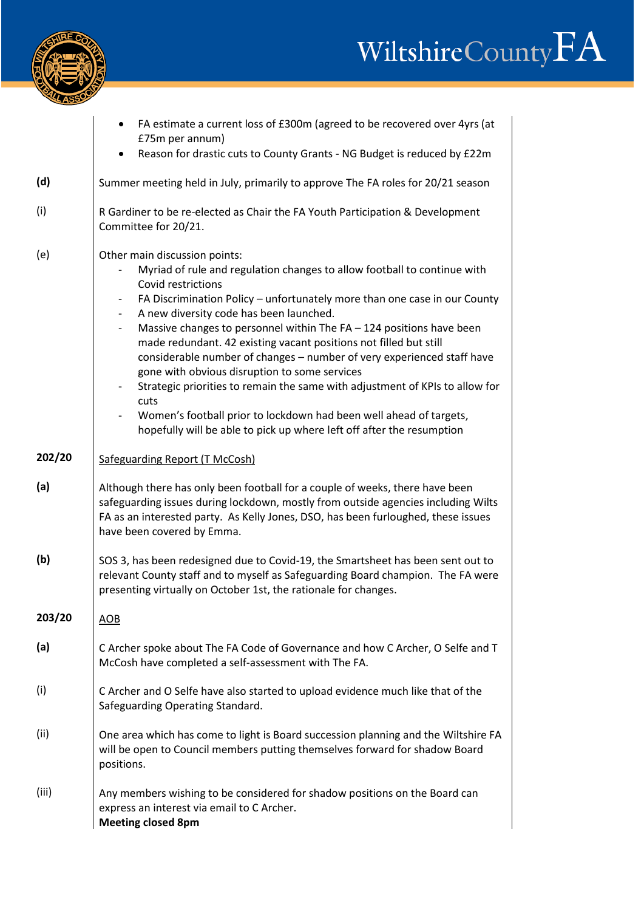- FA estimate a current loss of £300m (agreed to be recovered over 4yrs (at £75m per annum)
- Reason for drastic cuts to County Grants - NG Budget is reduced by £22m

**(d)** Summer meeting held in July, primarily to approve The FA roles for 20/21 season

(i) R Gardiner to be re-elected as Chair the FA Youth Participation & Development Committee for 20/21.

(e) Other main discussion points:

- Myriad of rule and regulation changes to allow football to continue with Covid restrictions
- FA Discrimination Policy – unfortunately more than one case in our County
- A new diversity code has been launched.
- Massive changes to personnel within The FA – 124 positions have been made redundant. 42 existing vacant positions not filled but still considerable number of changes – number of very experienced staff have gone with obvious disruption to some services
- Strategic priorities to remain the same with adjustment of KPIs to allow for cuts
- Women's football prior to lockdown had been well ahead of targets, hopefully will be able to pick up where left off after the resumption

**202/20** Safeguarding Report (T McCosh)

**(a)** Although there has only been football for a couple of weeks, there have been safeguarding issues during lockdown, mostly from outside agencies including Wilts FA as an interested party. As Kelly Jones, DSO, has been furloughed, these issues have been covered by Emma.

**(b)** SOS 3, has been redesigned due to Covid-19, the Smartsheet has been sent out to relevant County staff and to myself as Safeguarding Board champion. The FA were presenting virtually on October 1st, the rationale for changes.

**203/20** AOB

**(a)** C Archer spoke about The FA Code of Governance and how C Archer, O Selfe and T McCosh have completed a self-assessment with The FA.

(i) C Archer and O Selfe have also started to upload evidence much like that of the Safeguarding Operating Standard.

(ii) One area which has come to light is Board succession planning and the Wiltshire FA will be open to Council members putting themselves forward for shadow Board positions.

(iii) Any members wishing to be considered for shadow positions on the Board can express an interest via email to C Archer.

**Meeting closed 8pm**